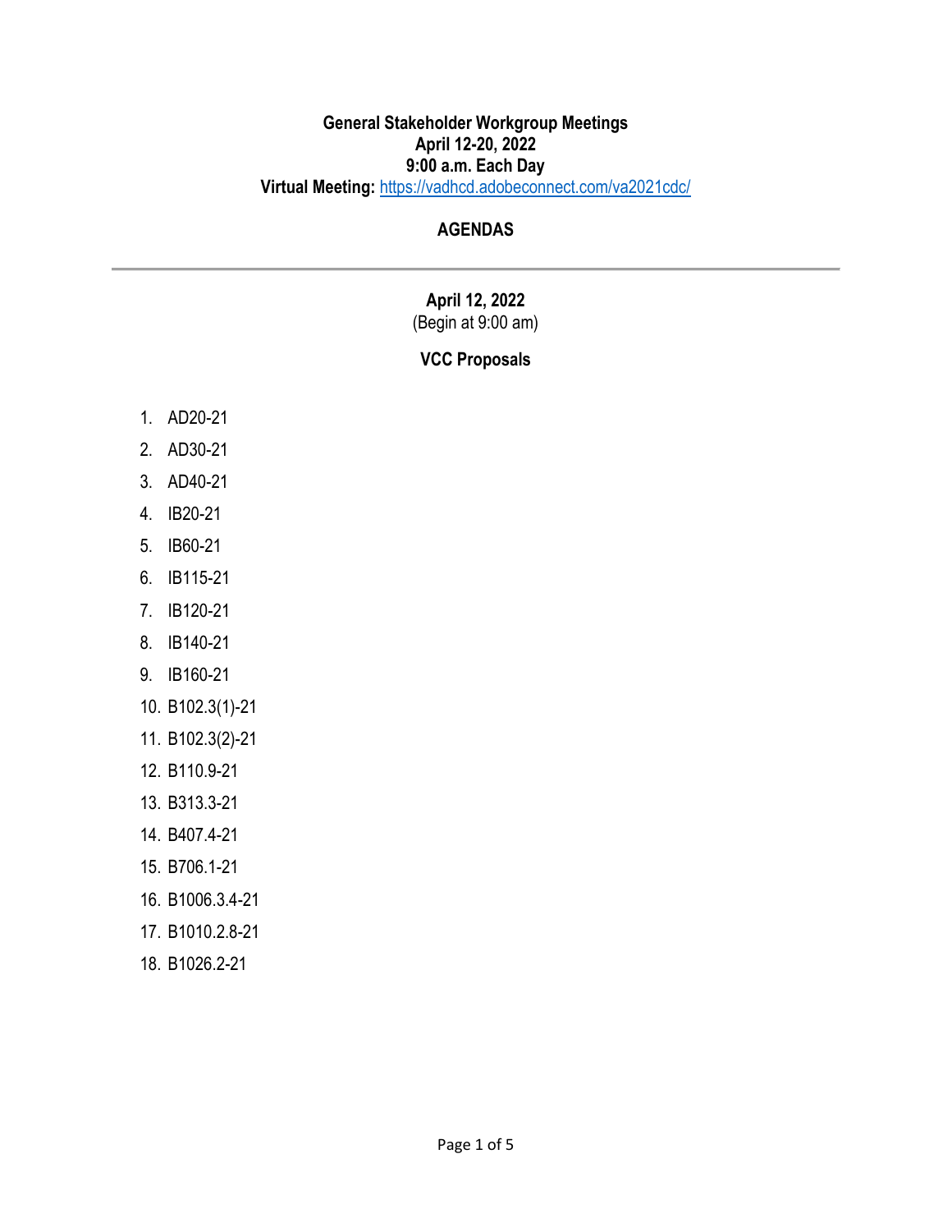**General Stakeholder Workgroup Meetings**
**April 12-20, 2022**
**9:00 a.m. Each Day**
**Virtual Meeting:** https://vadhcd.adobeconnect.com/va2021cdc/

## AGENDAS

---

**April 12, 2022**
(Begin at 9:00 am)

### VCC Proposals

1. AD20-21
2. AD30-21
3. AD40-21
4. IB20-21
5. IB60-21
6. IB115-21
7. IB120-21
8. IB140-21
9. IB160-21
10. B102.3(1)-21
11. B102.3(2)-21
12. B110.9-21
13. B313.3-21
14. B407.4-21
15. B706.1-21
16. B1006.3.4-21
17. B1010.2.8-21
18. B1026.2-21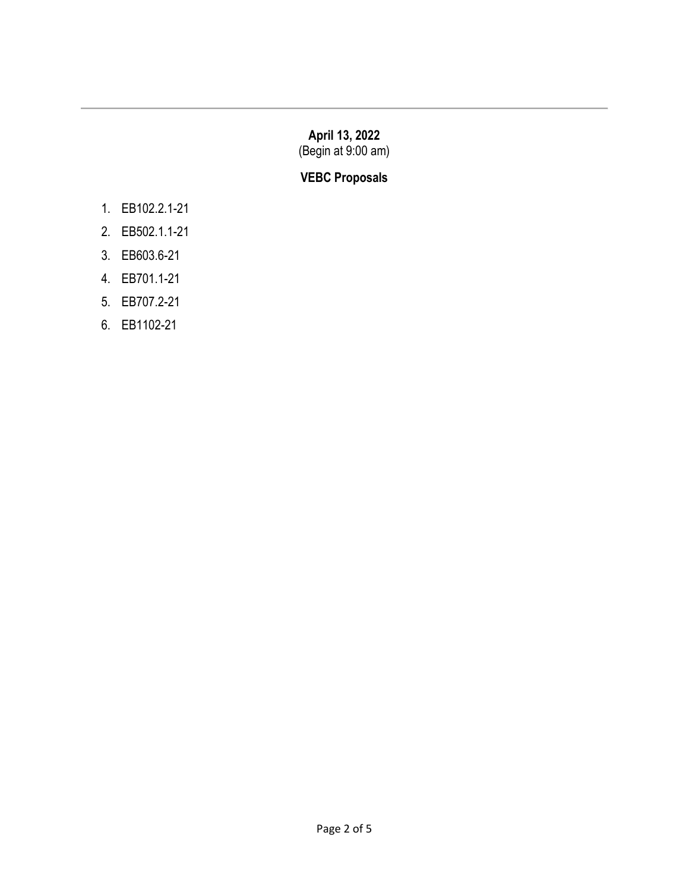---

**April 13, 2022**
(Begin at 9:00 am)

**VEBC Proposals**

1. EB102.2.1-21
2. EB502.1.1-21
3. EB603.6-21
4. EB701.1-21
5. EB707.2-21
6. EB1102-21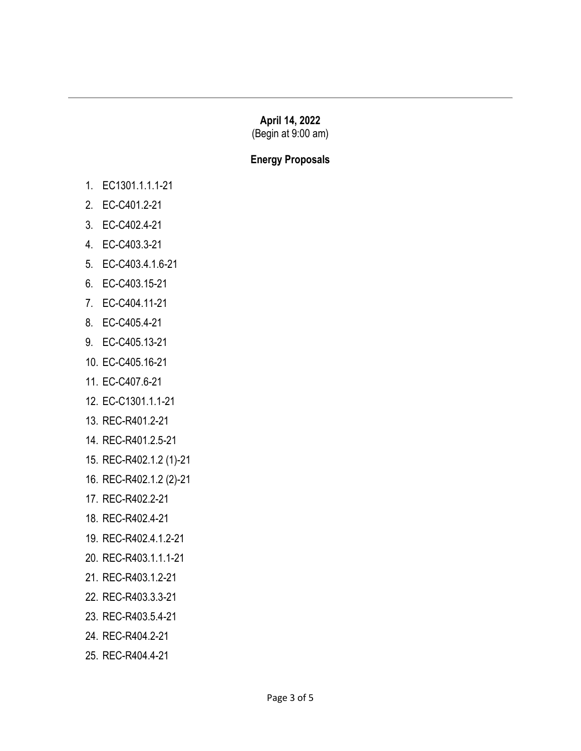**April 14, 2022**
(Begin at 9:00 am)

**Energy Proposals**

1. EC1301.1.1.1-21
2. EC-C401.2-21
3. EC-C402.4-21
4. EC-C403.3-21
5. EC-C403.4.1.6-21
6. EC-C403.15-21
7. EC-C404.11-21
8. EC-C405.4-21
9. EC-C405.13-21
10. EC-C405.16-21
11. EC-C407.6-21
12. EC-C1301.1.1-21
13. REC-R401.2-21
14. REC-R401.2.5-21
15. REC-R402.1.2 (1)-21
16. REC-R402.1.2 (2)-21
17. REC-R402.2-21
18. REC-R402.4-21
19. REC-R402.4.1.2-21
20. REC-R403.1.1.1-21
21. REC-R403.1.2-21
22. REC-R403.3.3-21
23. REC-R403.5.4-21
24. REC-R404.2-21
25. REC-R404.4-21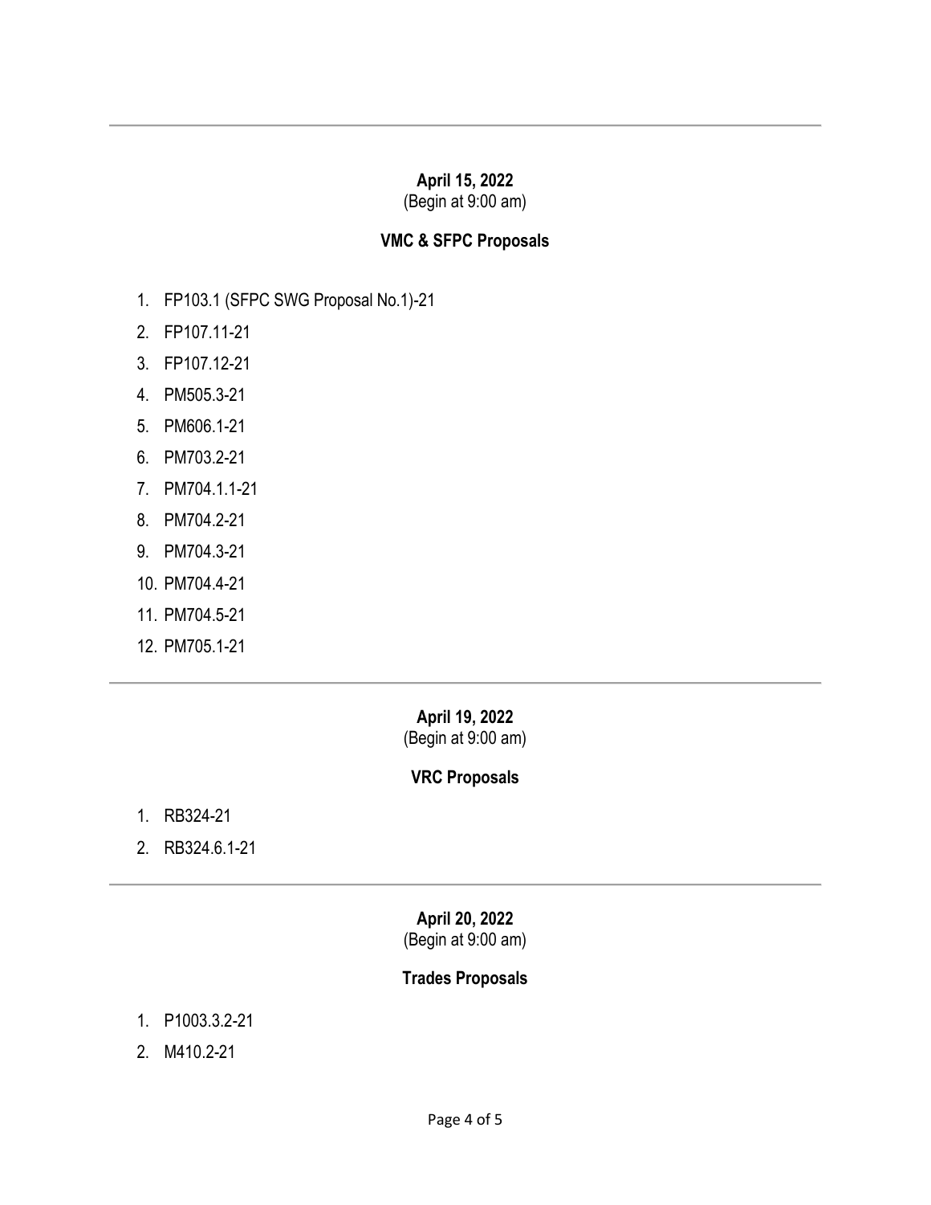---

**April 15, 2022**
(Begin at 9:00 am)

**VMC & SFPC Proposals**

1. FP103.1 (SFPC SWG Proposal No.1)-21
2. FP107.11-21
3. FP107.12-21
4. PM505.3-21
5. PM606.1-21
6. PM703.2-21
7. PM704.1.1-21
8. PM704.2-21
9. PM704.3-21
10. PM704.4-21
11. PM704.5-21
12. PM705.1-21

---

**April 19, 2022**
(Begin at 9:00 am)

**VRC Proposals**

1. RB324-21
2. RB324.6.1-21

---

**April 20, 2022**
(Begin at 9:00 am)

**Trades Proposals**

1. P1003.3.2-21
2. M410.2-21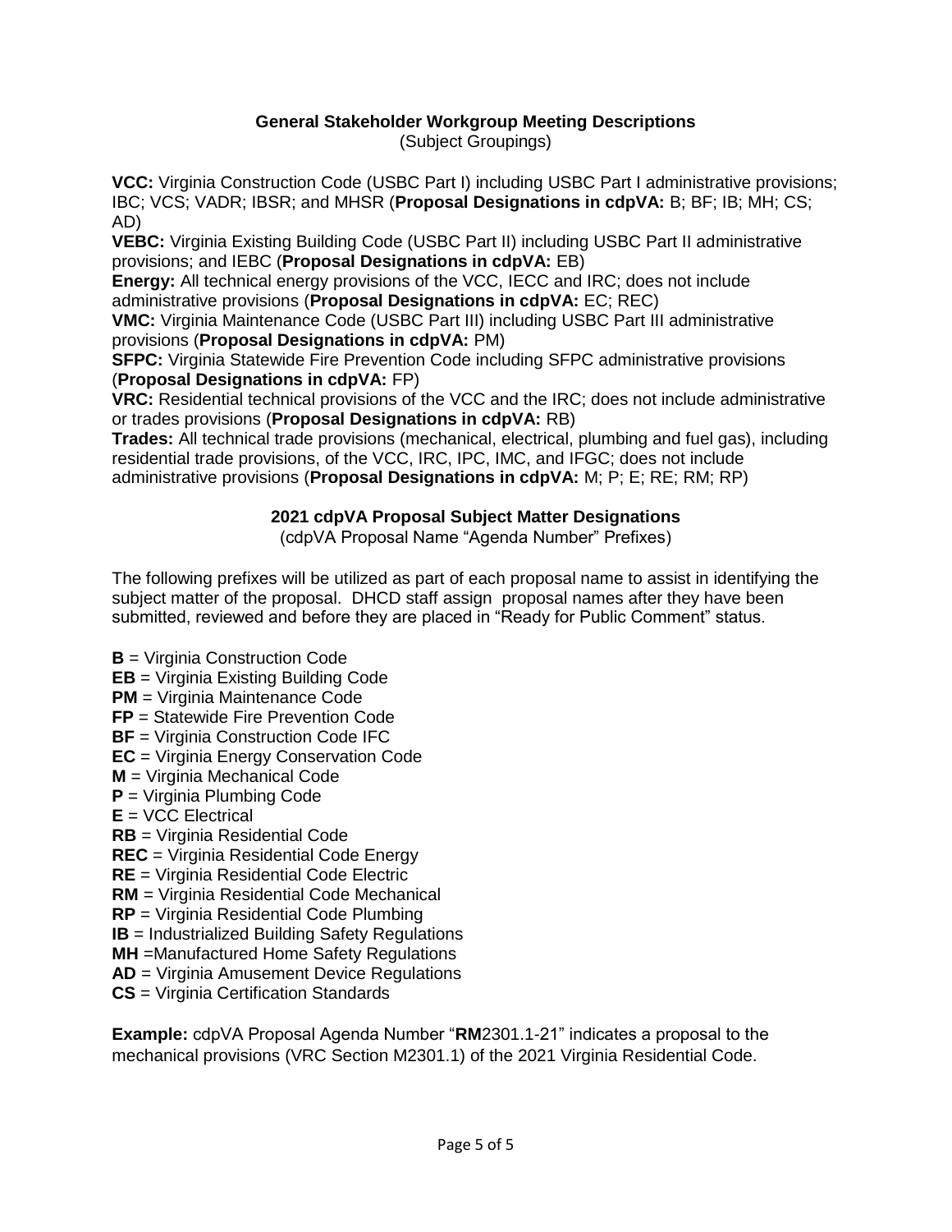## General Stakeholder Workgroup Meeting Descriptions

(Subject Groupings)

**VCC:** Virginia Construction Code (USBC Part I) including USBC Part I administrative provisions; IBC; VCS; VADR; IBSR; and MHSR (**Proposal Designations in cdpVA:** B; BF; IB; MH; CS; AD)

**VEBC:** Virginia Existing Building Code (USBC Part II) including USBC Part II administrative provisions; and IEBC (**Proposal Designations in cdpVA:** EB)

**Energy:** All technical energy provisions of the VCC, IECC and IRC; does not include administrative provisions (**Proposal Designations in cdpVA:** EC; REC)

**VMC:** Virginia Maintenance Code (USBC Part III) including USBC Part III administrative provisions (**Proposal Designations in cdpVA:** PM)

**SFPC:** Virginia Statewide Fire Prevention Code including SFPC administrative provisions (**Proposal Designations in cdpVA:** FP)

**VRC:** Residential technical provisions of the VCC and the IRC; does not include administrative or trades provisions (**Proposal Designations in cdpVA:** RB)

**Trades:** All technical trade provisions (mechanical, electrical, plumbing and fuel gas), including residential trade provisions, of the VCC, IRC, IPC, IMC, and IFGC; does not include administrative provisions (**Proposal Designations in cdpVA:** M; P; E; RE; RM; RP)

## 2021 cdpVA Proposal Subject Matter Designations

(cdpVA Proposal Name "Agenda Number" Prefixes)

The following prefixes will be utilized as part of each proposal name to assist in identifying the subject matter of the proposal. DHCD staff assign proposal names after they have been submitted, reviewed and before they are placed in "Ready for Public Comment" status.

**B** = Virginia Construction Code
**EB** = Virginia Existing Building Code
**PM** = Virginia Maintenance Code
**FP** = Statewide Fire Prevention Code
**BF** = Virginia Construction Code IFC
**EC** = Virginia Energy Conservation Code
**M** = Virginia Mechanical Code
**P** = Virginia Plumbing Code
**E** = VCC Electrical
**RB** = Virginia Residential Code
**REC** = Virginia Residential Code Energy
**RE** = Virginia Residential Code Electric
**RM** = Virginia Residential Code Mechanical
**RP** = Virginia Residential Code Plumbing
**IB** = Industrialized Building Safety Regulations
**MH** =Manufactured Home Safety Regulations
**AD** = Virginia Amusement Device Regulations
**CS** = Virginia Certification Standards

**Example:** cdpVA Proposal Agenda Number "**RM**2301.1-21" indicates a proposal to the mechanical provisions (VRC Section M2301.1) of the 2021 Virginia Residential Code.